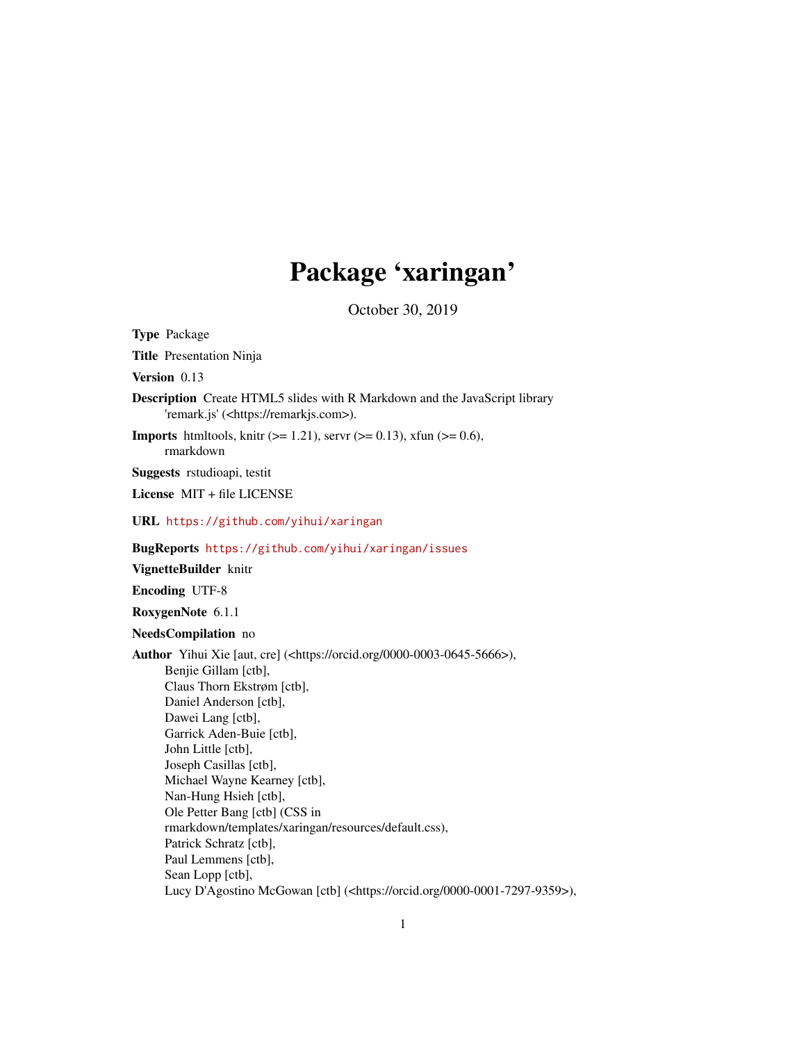# Package 'xaringan'

October 30, 2019

**Type** Package

**Title** Presentation Ninja

**Version** 0.13

**Description** Create HTML5 slides with R Markdown and the JavaScript library 'remark.js' (<https://remarkjs.com>).

**Imports** htmltools, knitr (>= 1.21), servr (>= 0.13), xfun (>= 0.6), rmarkdown

**Suggests** rstudioapi, testit

**License** MIT + file LICENSE

**URL** https://github.com/yihui/xaringan

**BugReports** https://github.com/yihui/xaringan/issues

**VignetteBuilder** knitr

**Encoding** UTF-8

**RoxygenNote** 6.1.1

**NeedsCompilation** no

**Author** Yihui Xie [aut, cre] (<https://orcid.org/0000-0003-0645-5666>),
Benjie Gillam [ctb],
Claus Thorn Ekstrøm [ctb],
Daniel Anderson [ctb],
Dawei Lang [ctb],
Garrick Aden-Buie [ctb],
John Little [ctb],
Joseph Casillas [ctb],
Michael Wayne Kearney [ctb],
Nan-Hung Hsieh [ctb],
Ole Petter Bang [ctb] (CSS in rmarkdown/templates/xaringan/resources/default.css),
Patrick Schratz [ctb],
Paul Lemmens [ctb],
Sean Lopp [ctb],
Lucy D'Agostino McGowan [ctb] (<https://orcid.org/0000-0001-7297-9359>),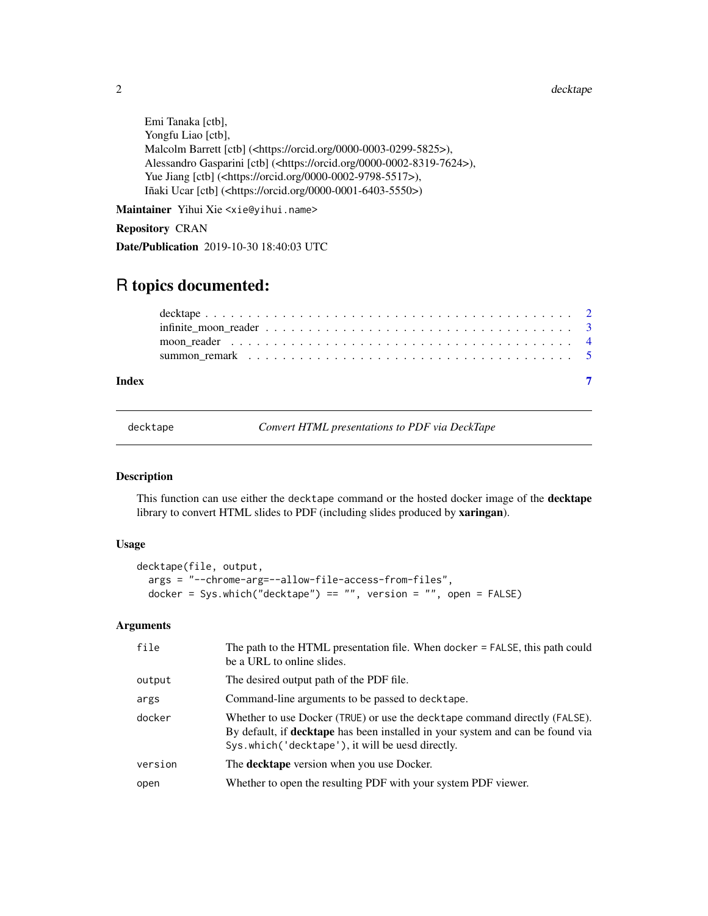Emi Tanaka [ctb],
Yongfu Liao [ctb],
Malcolm Barrett [ctb] (<https://orcid.org/0000-0003-0299-5825>),
Alessandro Gasparini [ctb] (<https://orcid.org/0000-0002-8319-7624>),
Yue Jiang [ctb] (<https://orcid.org/0000-0002-9798-5517>),
Iñaki Ucar [ctb] (<https://orcid.org/0000-0001-6403-5550>)

**Maintainer** Yihui Xie <xie@yihui.name>

**Repository** CRAN

**Date/Publication** 2019-10-30 18:40:03 UTC

# R topics documented:

- decktape . . . . . . . . . . . . . . . . . . . . . . . . . . . . . . . . . . . . . . . . . . 2
- infinite_moon_reader . . . . . . . . . . . . . . . . . . . . . . . . . . . . . . . . . . . 3
- moon_reader . . . . . . . . . . . . . . . . . . . . . . . . . . . . . . . . . . . . . . . . 4
- summon_remark . . . . . . . . . . . . . . . . . . . . . . . . . . . . . . . . . . . . . . 5

**Index** 7

---

## decktape — *Convert HTML presentations to PDF via DeckTape*

### Description

This function can use either the `decktape` command or the hosted docker image of the **decktape** library to convert HTML slides to PDF (including slides produced by **xaringan**).

### Usage

```
decktape(file, output,
  args = "--chrome-arg=--allow-file-access-from-files",
  docker = Sys.which("decktape") == "", version = "", open = FALSE)
```

### Arguments

| | |
|---|---|
| `file` | The path to the HTML presentation file. When `docker = FALSE`, this path could be a URL to online slides. |
| `output` | The desired output path of the PDF file. |
| `args` | Command-line arguments to be passed to `decktape`. |
| `docker` | Whether to use Docker (`TRUE`) or use the `decktape` command directly (`FALSE`). By default, if **decktape** has been installed in your system and can be found via `Sys.which('decktape')`, it will be uesd directly. |
| `version` | The **decktape** version when you use Docker. |
| `open` | Whether to open the resulting PDF with your system PDF viewer. |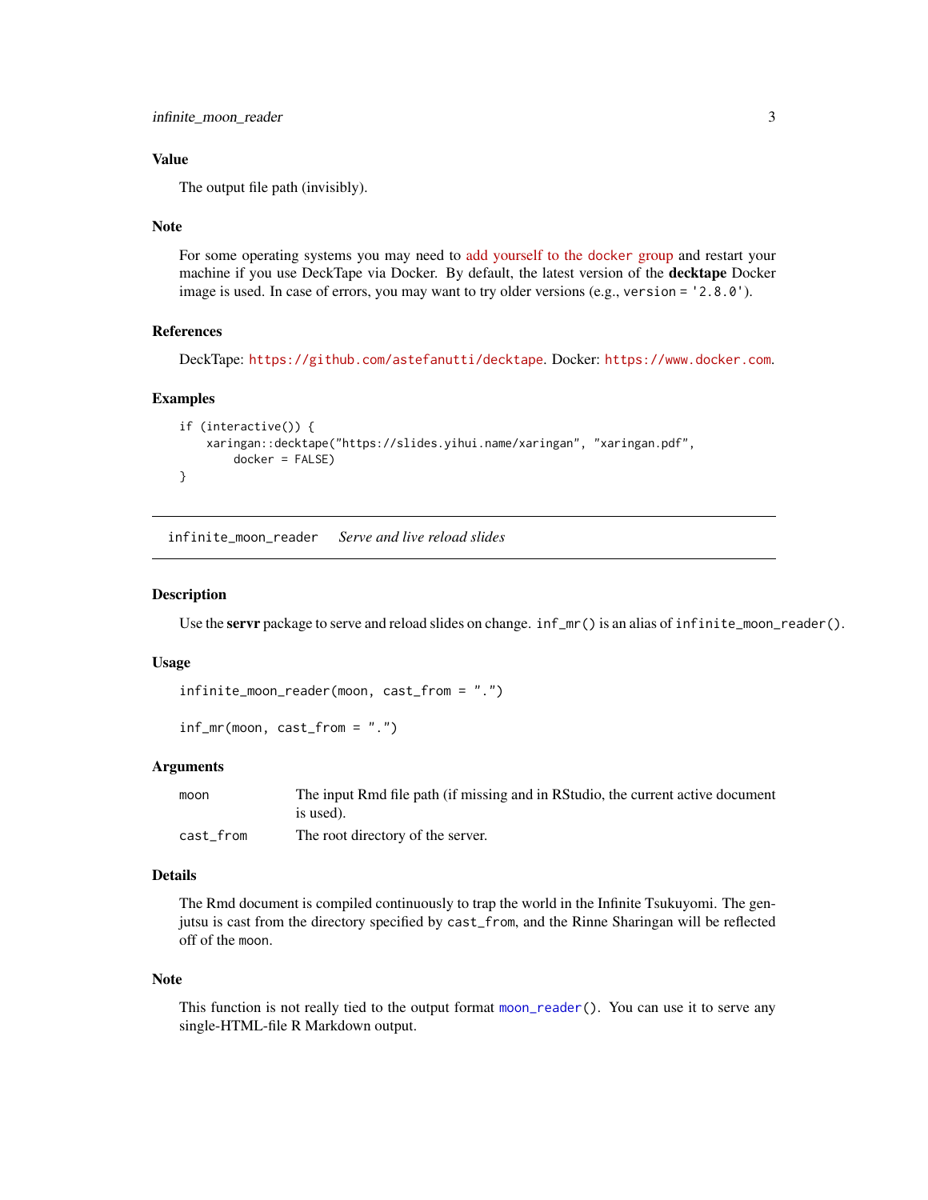### Value

The output file path (invisibly).

### Note

For some operating systems you may need to add yourself to the docker group and restart your machine if you use DeckTape via Docker. By default, the latest version of the **decktape** Docker image is used. In case of errors, you may want to try older versions (e.g., `version = '2.8.0'`).

### References

DeckTape: `https://github.com/astefanutti/decktape`. Docker: `https://www.docker.com`.

### Examples

```
if (interactive()) {
    xaringan::decktape("https://slides.yihui.name/xaringan", "xaringan.pdf",
        docker = FALSE)
}
```

---

## `infinite_moon_reader` *Serve and live reload slides*

---

### Description

Use the **servr** package to serve and reload slides on change. `inf_mr()` is an alias of `infinite_moon_reader()`.

### Usage

```
infinite_moon_reader(moon, cast_from = ".")

inf_mr(moon, cast_from = ".")
```

### Arguments

| | |
|---|---|
| `moon` | The input Rmd file path (if missing and in RStudio, the current active document is used). |
| `cast_from` | The root directory of the server. |

### Details

The Rmd document is compiled continuously to trap the world in the Infinite Tsukuyomi. The genjutsu is cast from the directory specified by `cast_from`, and the Rinne Sharingan will be reflected off of the `moon`.

### Note

This function is not really tied to the output format `moon_reader()`. You can use it to serve any single-HTML-file R Markdown output.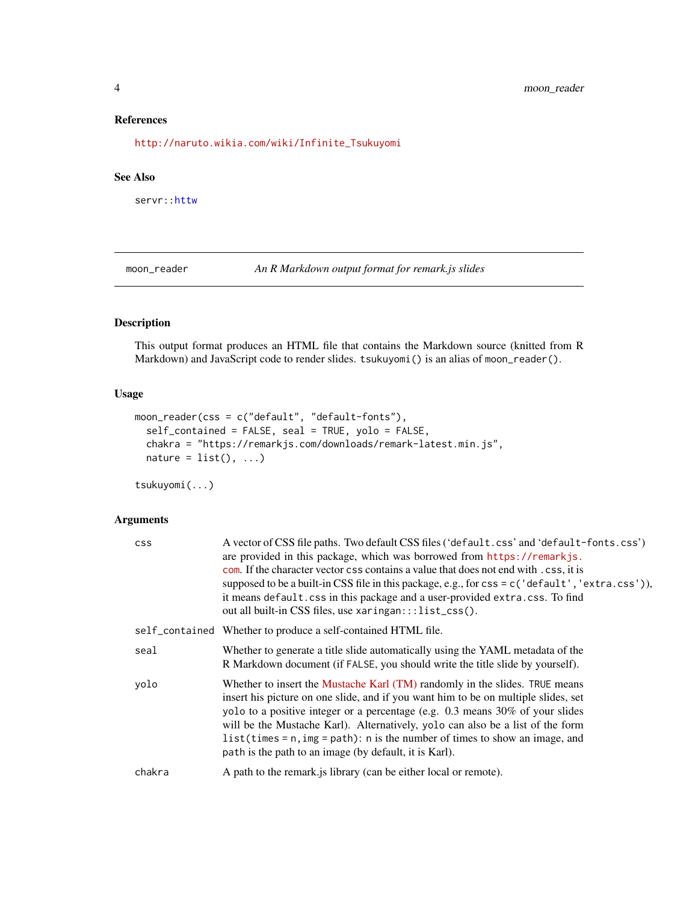### References

http://naruto.wikia.com/wiki/Infinite_Tsukuyomi

### See Also

servr::httw

---

## moon_reader — *An R Markdown output format for remark.js slides*

### Description

This output format produces an HTML file that contains the Markdown source (knitted from R Markdown) and JavaScript code to render slides. `tsukuyomi()` is an alias of `moon_reader()`.

### Usage

```
moon_reader(css = c("default", "default-fonts"),
  self_contained = FALSE, seal = TRUE, yolo = FALSE,
  chakra = "https://remarkjs.com/downloads/remark-latest.min.js",
  nature = list(), ...)

tsukuyomi(...)
```

### Arguments

| Argument | Description |
|---|---|
| `css` | A vector of CSS file paths. Two default CSS files ('default.css' and 'default-fonts.css') are provided in this package, which was borrowed from https://remarkjs.com. If the character vector `css` contains a value that does not end with `.css`, it is supposed to be a built-in CSS file in this package, e.g., for `css = c('default','extra.css')`), it means `default.css` in this package and a user-provided `extra.css`. To find out all built-in CSS files, use `xaringan:::list_css()`. |
| `self_contained` | Whether to produce a self-contained HTML file. |
| `seal` | Whether to generate a title slide automatically using the YAML metadata of the R Markdown document (if `FALSE`, you should write the title slide by yourself). |
| `yolo` | Whether to insert the Mustache Karl (TM) randomly in the slides. `TRUE` means insert his picture on one slide, and if you want him to be on multiple slides, set `yolo` to a positive integer or a percentage (e.g. 0.3 means 30% of your slides will be the Mustache Karl). Alternatively, `yolo` can also be a list of the form `list(times = n, img = path)`: `n` is the number of times to show an image, and `path` is the path to an image (by default, it is Karl). |
| `chakra` | A path to the remark.js library (can be either local or remote). |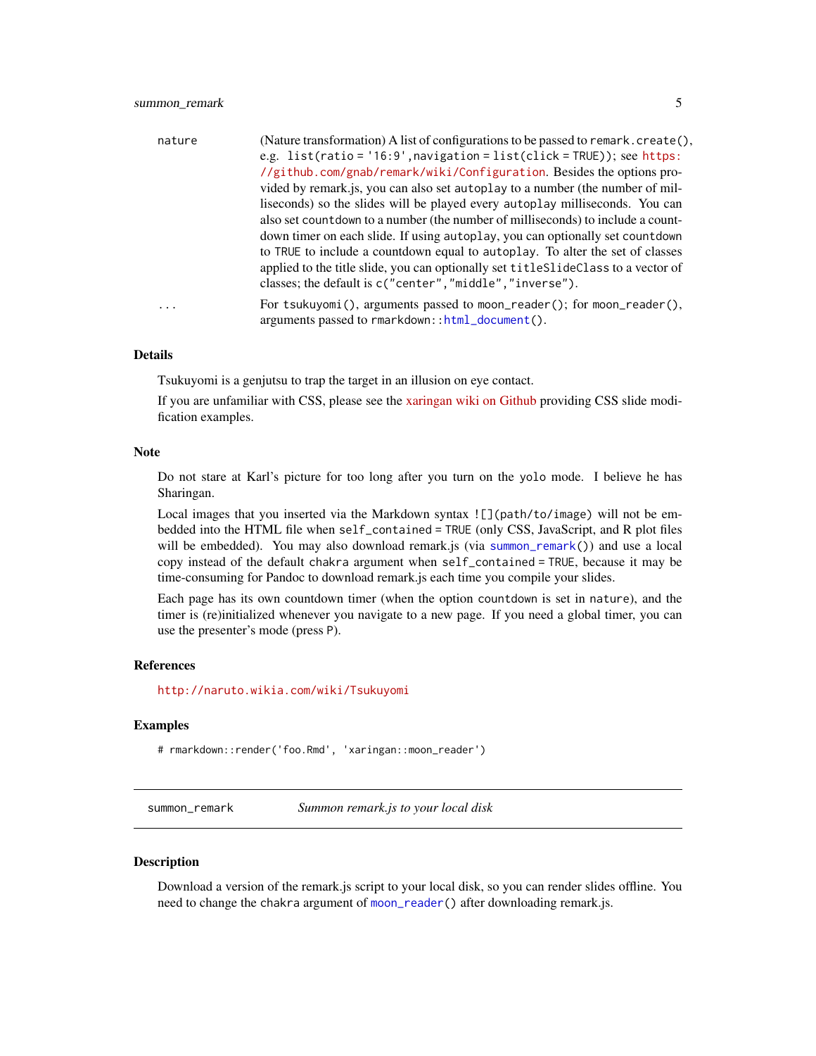| | |
|---|---|
| nature | (Nature transformation) A list of configurations to be passed to `remark.create()`, e.g. `list(ratio = '16:9', navigation = list(click = TRUE))`; see https://github.com/gnab/remark/wiki/Configuration. Besides the options provided by remark.js, you can also set `autoplay` to a number (the number of milliseconds) so the slides will be played every `autoplay` milliseconds. You can also set `countdown` to a number (the number of milliseconds) to include a countdown timer on each slide. If using `autoplay`, you can optionally set `countdown` to `TRUE` to include a countdown equal to `autoplay`. To alter the set of classes applied to the title slide, you can optionally set `titleSlideClass` to a vector of classes; the default is `c("center", "middle", "inverse")`. |
| ... | For `tsukuyomi()`, arguments passed to `moon_reader()`; for `moon_reader()`, arguments passed to `rmarkdown::html_document()`. |

### Details

Tsukuyomi is a genjutsu to trap the target in an illusion on eye contact.

If you are unfamiliar with CSS, please see the xaringan wiki on Github providing CSS slide modification examples.

### Note

Do not stare at Karl's picture for too long after you turn on the `yolo` mode. I believe he has Sharingan.

Local images that you inserted via the Markdown syntax `![](path/to/image)` will not be embedded into the HTML file when `self_contained = TRUE` (only CSS, JavaScript, and R plot files will be embedded). You may also download remark.js (via `summon_remark()`) and use a local copy instead of the default `chakra` argument when `self_contained = TRUE`, because it may be time-consuming for Pandoc to download remark.js each time you compile your slides.

Each page has its own countdown timer (when the option `countdown` is set in `nature`), and the timer is (re)initialized whenever you navigate to a new page. If you need a global timer, you can use the presenter's mode (press `P`).

### References

http://naruto.wikia.com/wiki/Tsukuyomi

### Examples

```
# rmarkdown::render('foo.Rmd', 'xaringan::moon_reader')
```

---

## summon_remark — *Summon remark.js to your local disk*

### Description

Download a version of the remark.js script to your local disk, so you can render slides offline. You need to change the `chakra` argument of `moon_reader()` after downloading remark.js.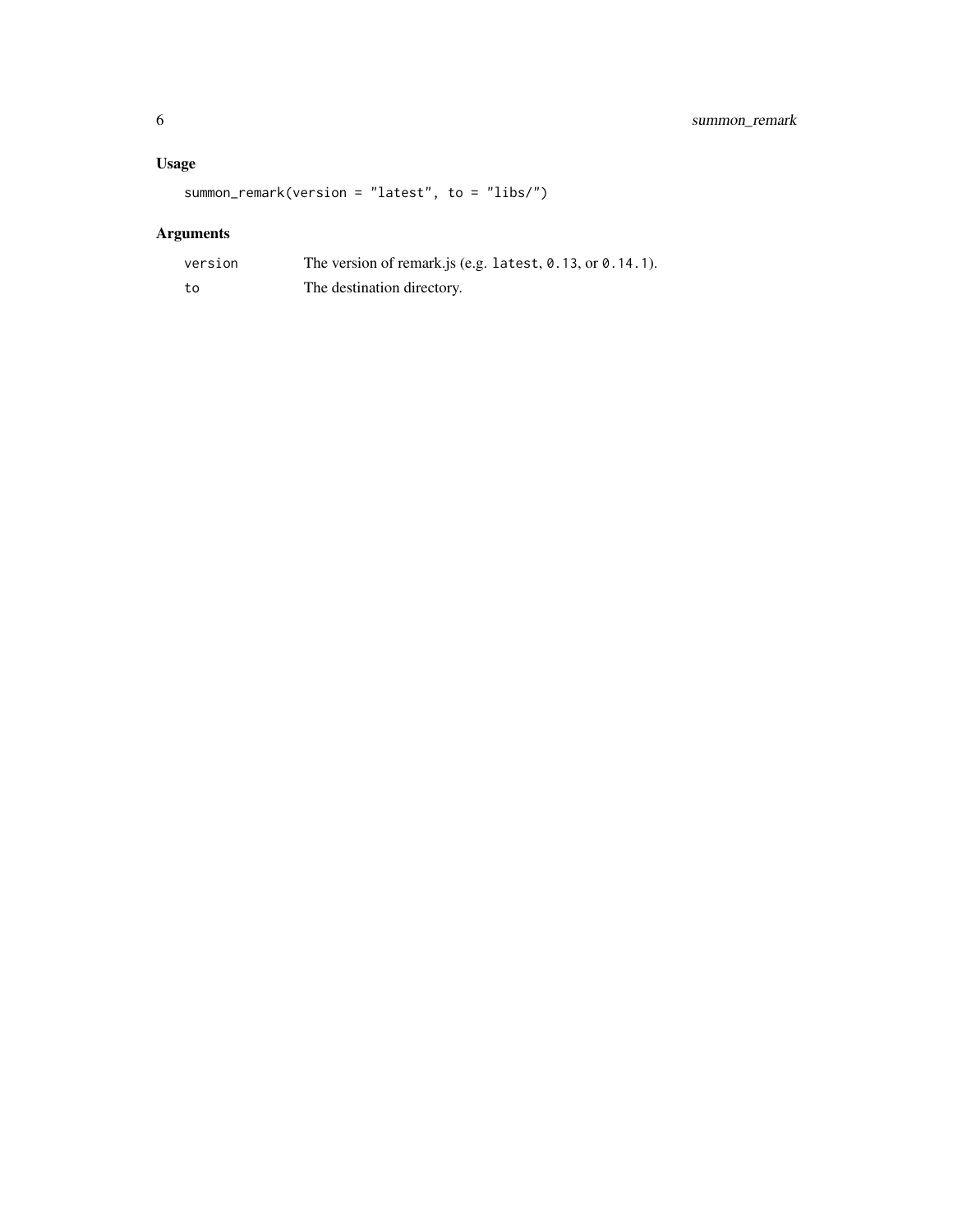## Usage

```
summon_remark(version = "latest", to = "libs/")
```

## Arguments

| | |
|---|---|
| `version` | The version of remark.js (e.g. `latest`, `0.13`, or `0.14.1`). |
| `to` | The destination directory. |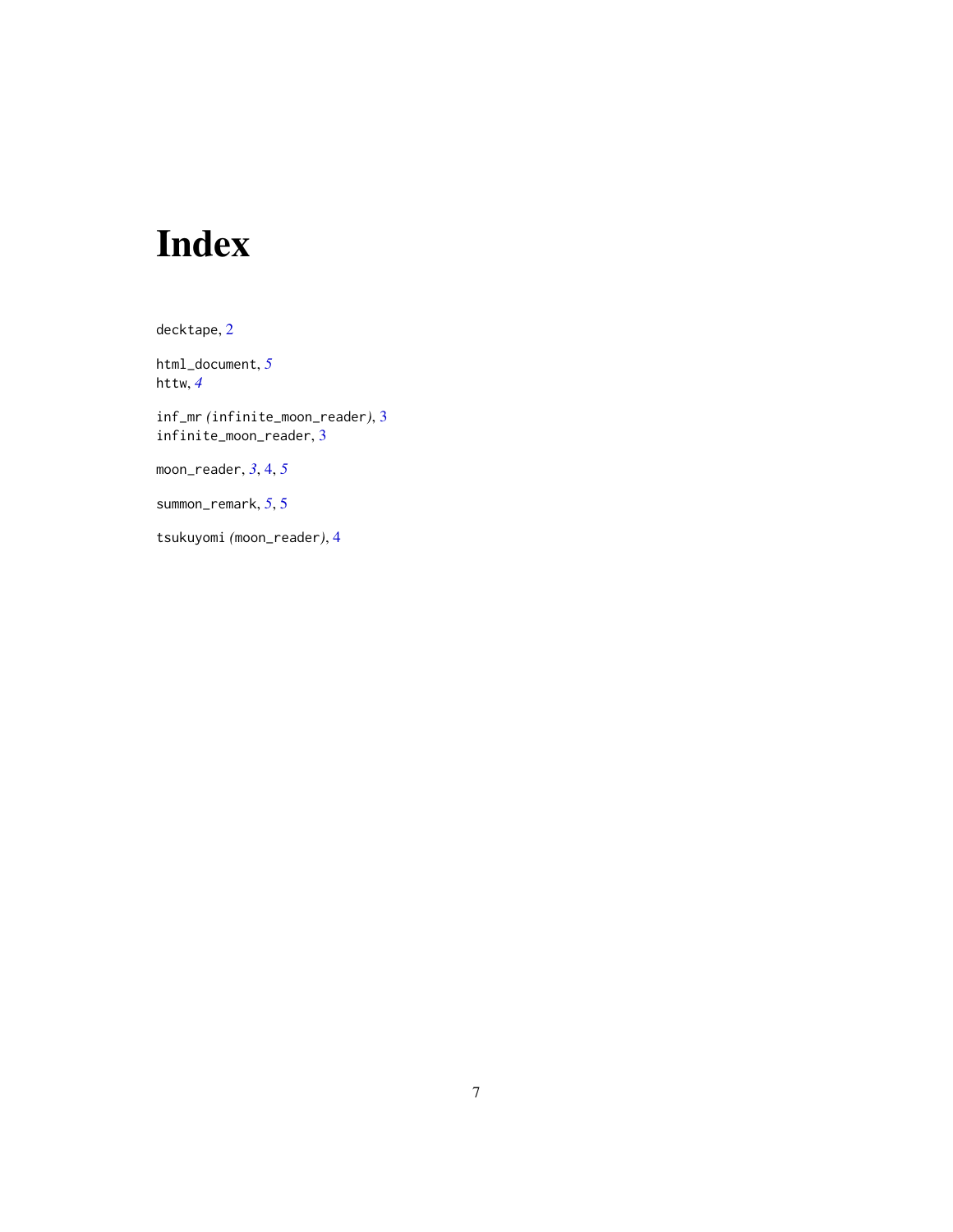# Index

decktape, 2

html_document, *5*
httw, *4*

inf_mr (infinite_moon_reader), 3
infinite_moon_reader, 3

moon_reader, *3*, 4, *5*

summon_remark, *5*, 5

tsukuyomi (moon_reader), 4